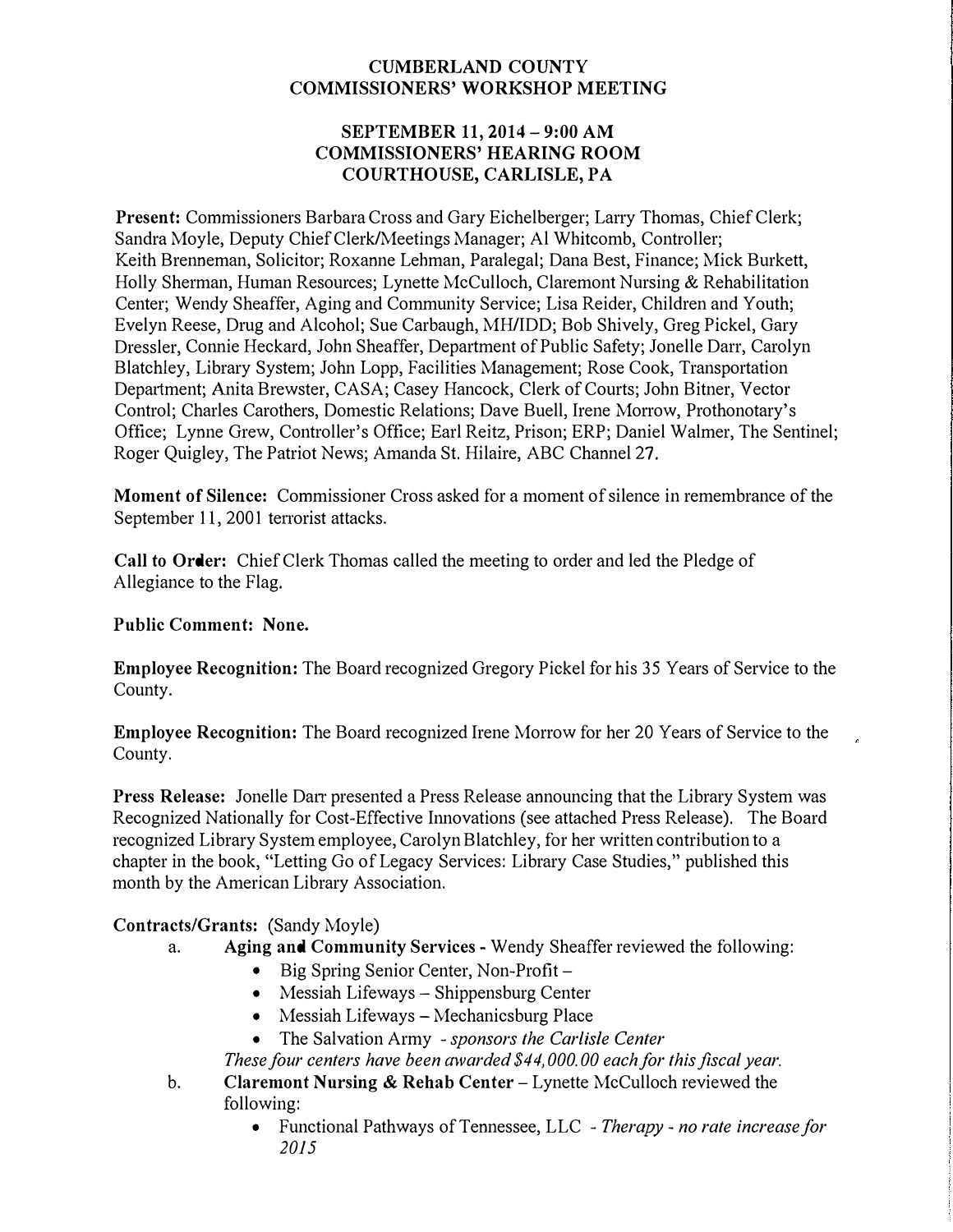# CUMBERLAND COUNTY
# COMMISSIONERS' WORKSHOP MEETING

## SEPTEMBER 11, 2014 – 9:00 AM
## COMMISSIONERS' HEARING ROOM
## COURTHOUSE, CARLISLE, PA

**Present:** Commissioners Barbara Cross and Gary Eichelberger; Larry Thomas, Chief Clerk; Sandra Moyle, Deputy Chief Clerk/Meetings Manager; Al Whitcomb, Controller; Keith Brenneman, Solicitor; Roxanne Lehman, Paralegal; Dana Best, Finance; Mick Burkett, Holly Sherman, Human Resources; Lynette McCulloch, Claremont Nursing & Rehabilitation Center; Wendy Sheaffer, Aging and Community Service; Lisa Reider, Children and Youth; Evelyn Reese, Drug and Alcohol; Sue Carbaugh, MH/IDD; Bob Shively, Greg Pickel, Gary Dressler, Connie Heckard, John Sheaffer, Department of Public Safety; Jonelle Darr, Carolyn Blatchley, Library System; John Lopp, Facilities Management; Rose Cook, Transportation Department; Anita Brewster, CASA; Casey Hancock, Clerk of Courts; John Bitner, Vector Control; Charles Carothers, Domestic Relations; Dave Buell, Irene Morrow, Prothonotary's Office; Lynne Grew, Controller's Office; Earl Reitz, Prison; ERP; Daniel Walmer, The Sentinel; Roger Quigley, The Patriot News; Amanda St. Hilaire, ABC Channel 27.

**Moment of Silence:** Commissioner Cross asked for a moment of silence in remembrance of the September 11, 2001 terrorist attacks.

**Call to Order:** Chief Clerk Thomas called the meeting to order and led the Pledge of Allegiance to the Flag.

**Public Comment: None.**

**Employee Recognition:** The Board recognized Gregory Pickel for his 35 Years of Service to the County.

**Employee Recognition:** The Board recognized Irene Morrow for her 20 Years of Service to the County.

**Press Release:** Jonelle Darr presented a Press Release announcing that the Library System was Recognized Nationally for Cost-Effective Innovations (see attached Press Release). The Board recognized Library System employee, Carolyn Blatchley, for her written contribution to a chapter in the book, "Letting Go of Legacy Services: Library Case Studies," published this month by the American Library Association.

**Contracts/Grants:** (Sandy Moyle)

a. **Aging and Community Services** - Wendy Sheaffer reviewed the following:
   - Big Spring Senior Center, Non-Profit –
   - Messiah Lifeways – Shippensburg Center
   - Messiah Lifeways – Mechanicsburg Place
   - The Salvation Army *- sponsors the Carlisle Center*

   *These four centers have been awarded $44,000.00 each for this fiscal year.*

b. **Claremont Nursing & Rehab Center** – Lynette McCulloch reviewed the following:
   - Functional Pathways of Tennessee, LLC *- Therapy - no rate increase for 2015*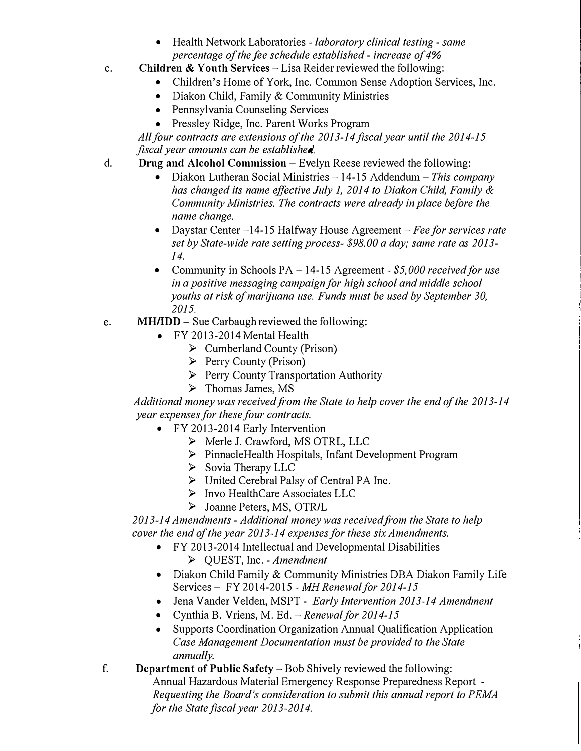- Health Network Laboratories - *laboratory clinical testing - same percentage of the fee schedule established - increase of 4%*

c. **Children & Youth Services** – Lisa Reider reviewed the following:
   - Children's Home of York, Inc. Common Sense Adoption Services, Inc.
   - Diakon Child, Family & Community Ministries
   - Pennsylvania Counseling Services
   - Pressley Ridge, Inc. Parent Works Program

   *All four contracts are extensions of the 2013-14 fiscal year until the 2014-15 fiscal year amounts can be established.*

d. **Drug and Alcohol Commission** – Evelyn Reese reviewed the following:
   - Diakon Lutheran Social Ministries – 14-15 Addendum – *This company has changed its name effective July 1, 2014 to Diakon Child, Family & Community Ministries. The contracts were already in place before the name change.*
   - Daystar Center – 14-15 Halfway House Agreement – *Fee for services rate set by State-wide rate setting process- $98.00 a day; same rate as 2013-14.*
   - Community in Schools PA – 14-15 Agreement - *$5,000 received for use in a positive messaging campaign for high school and middle school youths at risk of marijuana use. Funds must be used by September 30, 2015.*

e. **MH/IDD** – Sue Carbaugh reviewed the following:
   - FY 2013-2014 Mental Health
     - Cumberland County (Prison)
     - Perry County (Prison)
     - Perry County Transportation Authority
     - Thomas James, MS

   *Additional money was received from the State to help cover the end of the 2013-14 year expenses for these four contracts.*

   - FY 2013-2014 Early Intervention
     - Merle J. Crawford, MS OTRL, LLC
     - PinnacleHealth Hospitals, Infant Development Program
     - Sovia Therapy LLC
     - United Cerebral Palsy of Central PA Inc.
     - Invo HealthCare Associates LLC
     - Joanne Peters, MS, OTR/L

   *2013-14 Amendments - Additional money was received from the State to help cover the end of the year 2013-14 expenses for these six Amendments.*

   - FY 2013-2014 Intellectual and Developmental Disabilities
     - QUEST, Inc. - *Amendment*
   - Diakon Child Family & Community Ministries DBA Diakon Family Life Services – FY 2014-2015 - *MH Renewal for 2014-15*
   - Jena Vander Velden, MSPT - *Early Intervention 2013-14 Amendment*
   - Cynthia B. Vriens, M. Ed. – *Renewal for 2014-15*
   - Supports Coordination Organization Annual Qualification Application *Case Management Documentation must be provided to the State annually.*

f. **Department of Public Safety** – Bob Shively reviewed the following:
   Annual Hazardous Material Emergency Response Preparedness Report - *Requesting the Board's consideration to submit this annual report to PEMA for the State fiscal year 2013-2014.*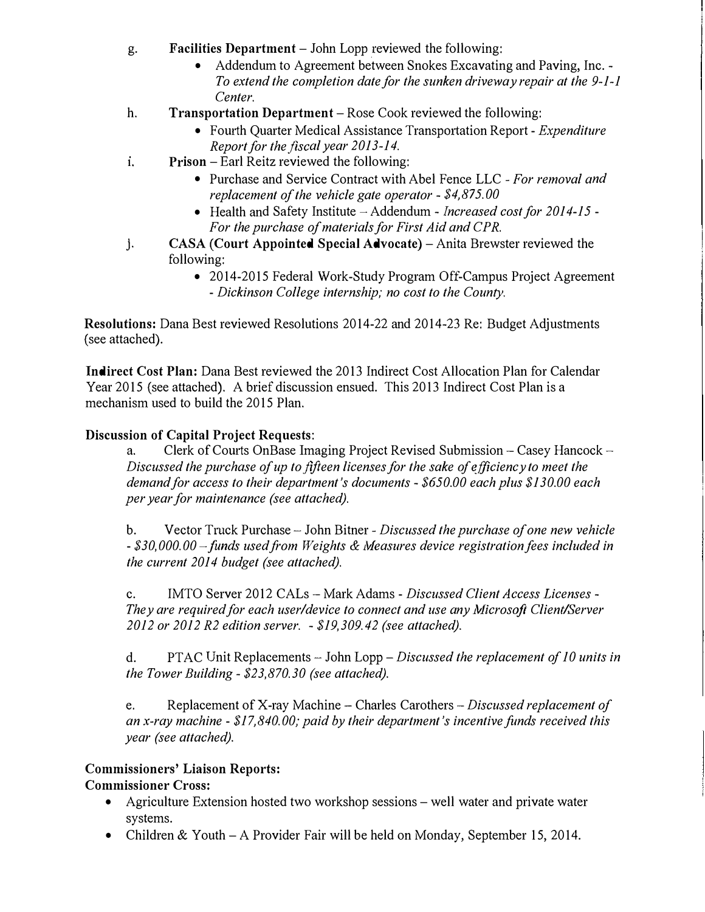g. **Facilities Department** – John Lopp reviewed the following:
   - Addendum to Agreement between Snokes Excavating and Paving, Inc. - *To extend the completion date for the sunken driveway repair at the 9-1-1 Center.*

h. **Transportation Department** – Rose Cook reviewed the following:
   - Fourth Quarter Medical Assistance Transportation Report - *Expenditure Report for the fiscal year 2013-14.*

i. **Prison** – Earl Reitz reviewed the following:
   - Purchase and Service Contract with Abel Fence LLC - *For removal and replacement of the vehicle gate operator - $4,875.00*
   - Health and Safety Institute – Addendum - *Increased cost for 2014-15 - For the purchase of materials for First Aid and CPR.*

j. **CASA (Court Appointed Special Advocate)** – Anita Brewster reviewed the following:
   - 2014-2015 Federal Work-Study Program Off-Campus Project Agreement - *Dickinson College internship; no cost to the County.*

**Resolutions:** Dana Best reviewed Resolutions 2014-22 and 2014-23 Re: Budget Adjustments (see attached).

**Indirect Cost Plan:** Dana Best reviewed the 2013 Indirect Cost Allocation Plan for Calendar Year 2015 (see attached). A brief discussion ensued. This 2013 Indirect Cost Plan is a mechanism used to build the 2015 Plan.

**Discussion of Capital Project Requests**:

a. Clerk of Courts OnBase Imaging Project Revised Submission – Casey Hancock – *Discussed the purchase of up to fifteen licenses for the sake of efficiency to meet the demand for access to their department's documents - $650.00 each plus $130.00 each per year for maintenance (see attached).*

b. Vector Truck Purchase – John Bitner - *Discussed the purchase of one new vehicle - $30,000.00 – funds used from Weights & Measures device registration fees included in the current 2014 budget (see attached).*

c. IMTO Server 2012 CALs – Mark Adams - *Discussed Client Access Licenses - They are required for each user/device to connect and use any Microsoft Client/Server 2012 or 2012 R2 edition server. - $19,309.42 (see attached).*

d. PTAC Unit Replacements – John Lopp – *Discussed the replacement of 10 units in the Tower Building - $23,870.30 (see attached).*

e. Replacement of X-ray Machine – Charles Carothers – *Discussed replacement of an x-ray machine - $17,840.00; paid by their department's incentive funds received this year (see attached).*

**Commissioners' Liaison Reports:**

**Commissioner Cross:**

- Agriculture Extension hosted two workshop sessions – well water and private water systems.
- Children & Youth – A Provider Fair will be held on Monday, September 15, 2014.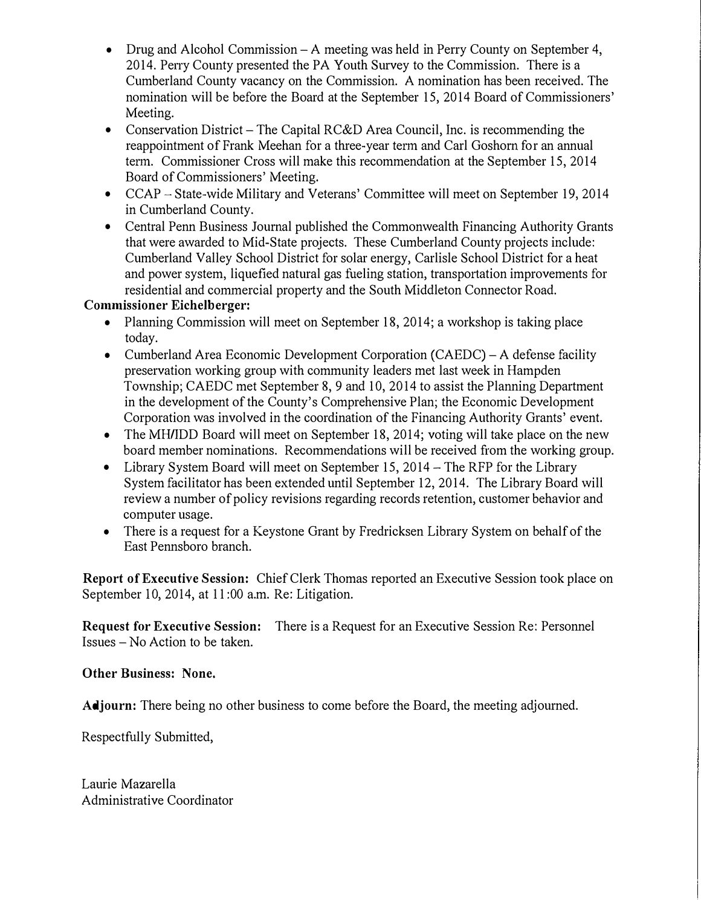- Drug and Alcohol Commission – A meeting was held in Perry County on September 4, 2014. Perry County presented the PA Youth Survey to the Commission. There is a Cumberland County vacancy on the Commission. A nomination has been received. The nomination will be before the Board at the September 15, 2014 Board of Commissioners' Meeting.
- Conservation District – The Capital RC&D Area Council, Inc. is recommending the reappointment of Frank Meehan for a three-year term and Carl Goshorn for an annual term. Commissioner Cross will make this recommendation at the September 15, 2014 Board of Commissioners' Meeting.
- CCAP – State-wide Military and Veterans' Committee will meet on September 19, 2014 in Cumberland County.
- Central Penn Business Journal published the Commonwealth Financing Authority Grants that were awarded to Mid-State projects. These Cumberland County projects include: Cumberland Valley School District for solar energy, Carlisle School District for a heat and power system, liquefied natural gas fueling station, transportation improvements for residential and commercial property and the South Middleton Connector Road.

**Commissioner Eichelberger:**

- Planning Commission will meet on September 18, 2014; a workshop is taking place today.
- Cumberland Area Economic Development Corporation (CAEDC) – A defense facility preservation working group with community leaders met last week in Hampden Township; CAEDC met September 8, 9 and 10, 2014 to assist the Planning Department in the development of the County's Comprehensive Plan; the Economic Development Corporation was involved in the coordination of the Financing Authority Grants' event.
- The MH/IDD Board will meet on September 18, 2014; voting will take place on the new board member nominations. Recommendations will be received from the working group.
- Library System Board will meet on September 15, 2014 – The RFP for the Library System facilitator has been extended until September 12, 2014. The Library Board will review a number of policy revisions regarding records retention, customer behavior and computer usage.
- There is a request for a Keystone Grant by Fredricksen Library System on behalf of the East Pennsboro branch.

**Report of Executive Session:** Chief Clerk Thomas reported an Executive Session took place on September 10, 2014, at 11:00 a.m. Re: Litigation.

**Request for Executive Session:** There is a Request for an Executive Session Re: Personnel Issues – No Action to be taken.

**Other Business: None.**

**Adjourn:** There being no other business to come before the Board, the meeting adjourned.

Respectfully Submitted,

Laurie Mazarella
Administrative Coordinator